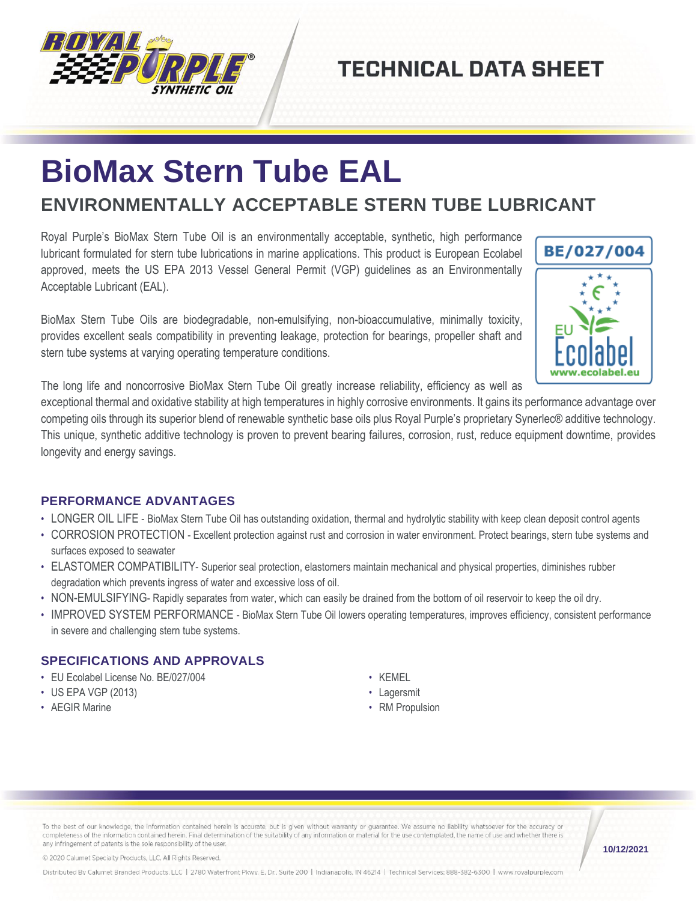TECHNICAL DATA SHEET

# BioMax Stern Tube EAL

## ENVIRONMENTALLY ACCEPTABLE STERN TUBE LUBRICANT

Royal Purple's BioMax Stern Tube Oil is an environmentally acceptable, synthetic, high performance lubricant formulated for stern tube lubrications in marine applications. This product is European Ecolabel approved, meets the US EPA 2013 Vessel General Permit (VGP) guidelines as an Environmentally Acceptable Lubricant (EAL).

BioMax Stern Tube Oils are biodegradable, non-emulsifying, non-bioaccumulative, minimally toxicity, provides excellent seals compatibility in preventing leakage, protection for bearings, propeller shaft and stern tube systems at varying operating temperature conditions.

BE/027/004

EU Ecolabel
www.ecolabel.eu

The long life and noncorrosive BioMax Stern Tube Oil greatly increase reliability, efficiency as well as exceptional thermal and oxidative stability at high temperatures in highly corrosive environments. It gains its performance advantage over competing oils through its superior blend of renewable synthetic base oils plus Royal Purple's proprietary Synerlec® additive technology. This unique, synthetic additive technology is proven to prevent bearing failures, corrosion, rust, reduce equipment downtime, provides longevity and energy savings.

### PERFORMANCE ADVANTAGES

- LONGER OIL LIFE - BioMax Stern Tube Oil has outstanding oxidation, thermal and hydrolytic stability with keep clean deposit control agents
- CORROSION PROTECTION - Excellent protection against rust and corrosion in water environment. Protect bearings, stern tube systems and surfaces exposed to seawater
- ELASTOMER COMPATIBILITY- Superior seal protection, elastomers maintain mechanical and physical properties, diminishes rubber degradation which prevents ingress of water and excessive loss of oil.
- NON-EMULSIFYING- Rapidly separates from water, which can easily be drained from the bottom of oil reservoir to keep the oil dry.
- IMPROVED SYSTEM PERFORMANCE - BioMax Stern Tube Oil lowers operating temperatures, improves efficiency, consistent performance in severe and challenging stern tube systems.

### SPECIFICATIONS AND APPROVALS

- EU Ecolabel License No. BE/027/004
- US EPA VGP (2013)
- AEGIR Marine
- KEMEL
- Lagersmit
- RM Propulsion

To the best of our knowledge, the information contained herein is accurate, but is given without warranty or guarantee. We assume no liability whatsoever for the accuracy or completeness of the information contained herein. Final determination of the suitability of any information or material for the use contemplated, the name of use and whether there is any infringement of patents is the sole responsibility of the user.

© 2020 Calumet Specialty Products, LLC. All Rights Reserved.

Distributed By Calumet Branded Products, LLC | 2780 Waterfront Pkwy. E. Dr., Suite 200 | Indianapolis, IN 46214 | Technical Services: 888-382-6300 | www.royalpurple.com

10/12/2021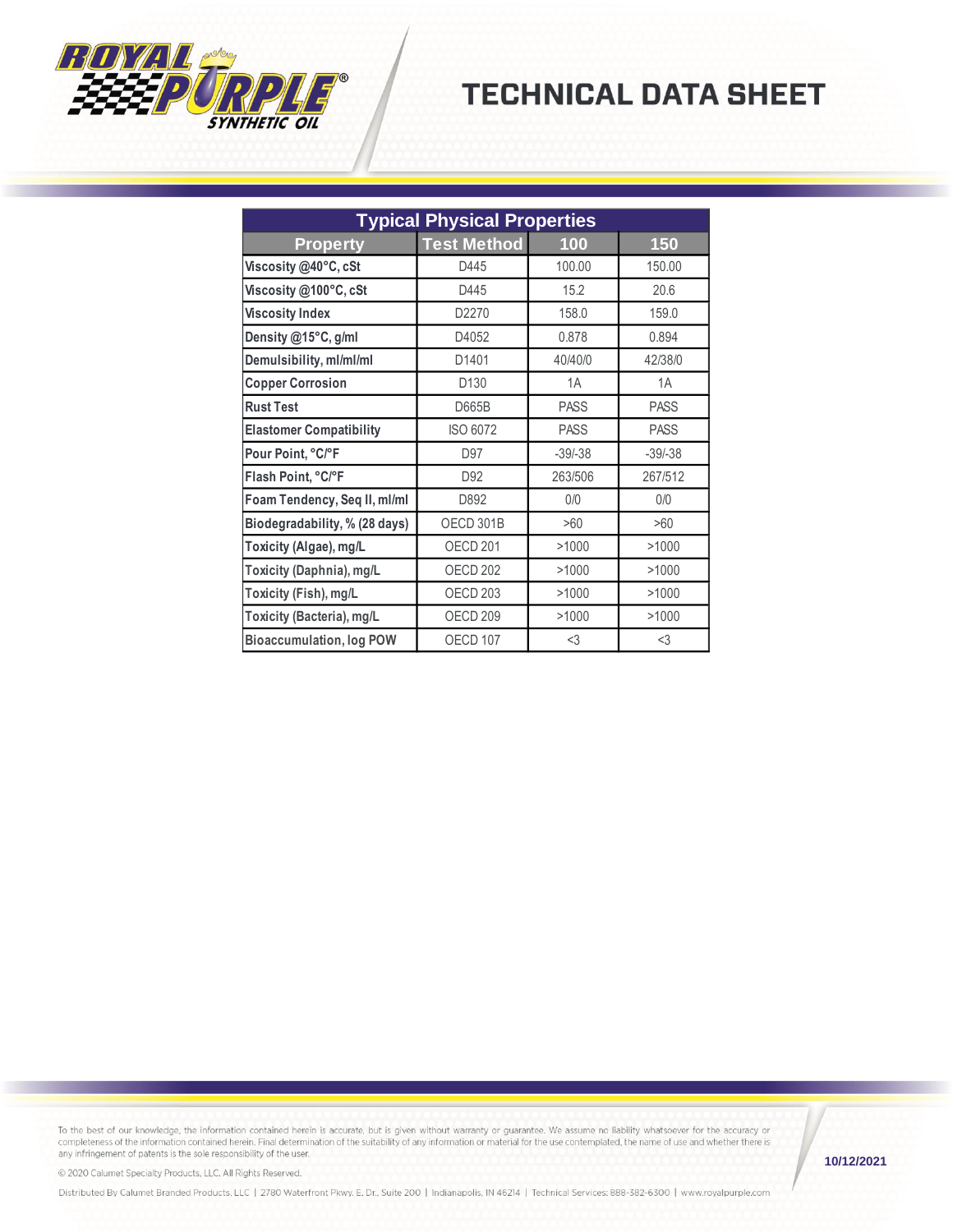# TECHNICAL DATA SHEET

| Typical Physical Properties | | | |
|---|---|---|---|
| **Property** | **Test Method** | **100** | **150** |
| Viscosity @40°C, cSt | D445 | 100.00 | 150.00 |
| Viscosity @100°C, cSt | D445 | 15.2 | 20.6 |
| Viscosity Index | D2270 | 158.0 | 159.0 |
| Density @15°C, g/ml | D4052 | 0.878 | 0.894 |
| Demulsibility, ml/ml/ml | D1401 | 40/40/0 | 42/38/0 |
| Copper Corrosion | D130 | 1A | 1A |
| Rust Test | D665B | PASS | PASS |
| Elastomer Compatibility | ISO 6072 | PASS | PASS |
| Pour Point, °C/°F | D97 | -39/-38 | -39/-38 |
| Flash Point, °C/°F | D92 | 263/506 | 267/512 |
| Foam Tendency, Seq II, ml/ml | D892 | 0/0 | 0/0 |
| Biodegradability, % (28 days) | OECD 301B | >60 | >60 |
| Toxicity (Algae), mg/L | OECD 201 | >1000 | >1000 |
| Toxicity (Daphnia), mg/L | OECD 202 | >1000 | >1000 |
| Toxicity (Fish), mg/L | OECD 203 | >1000 | >1000 |
| Toxicity (Bacteria), mg/L | OECD 209 | >1000 | >1000 |
| Bioaccumulation, log POW | OECD 107 | <3 | <3 |

To the best of our knowledge, the information contained herein is accurate, but is given without warranty or guarantee. We assume no liability whatsoever for the accuracy or completeness of the information contained herein. Final determination of the suitability of any information or material for the use contemplated, the name of use and whether there is any infringement of patents is the sole responsibility of the user.

© 2020 Calumet Specialty Products, LLC. All Rights Reserved.

10/12/2021

Distributed By Calumet Branded Products, LLC | 2780 Waterfront Pkwy. E. Dr., Suite 200 | Indianapolis, IN 46214 | Technical Services: 888-382-6300 | www.royalpurple.com